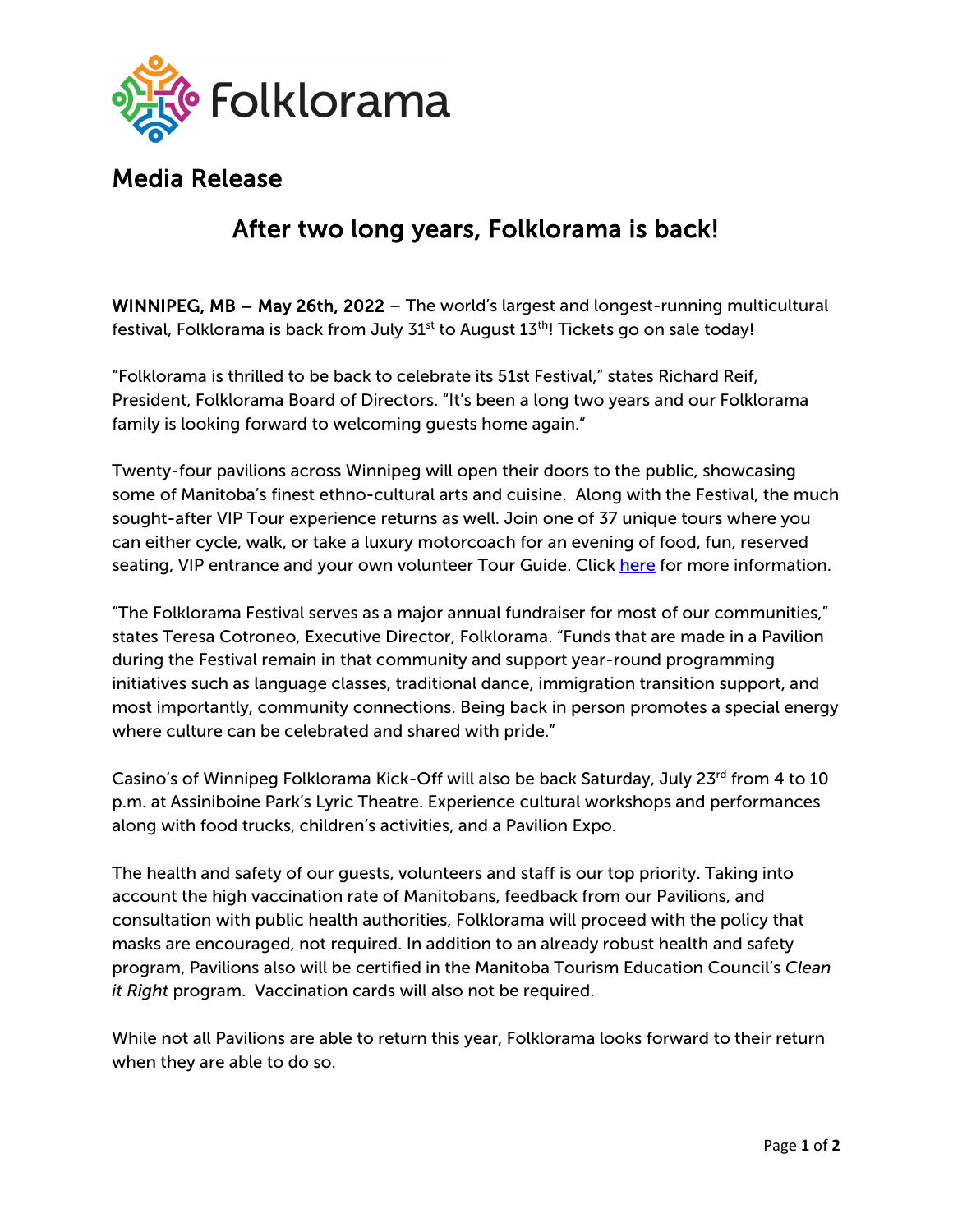Folklorama

## Media Release

# After two long years, Folklorama is back!

**WINNIPEG, MB – May 26th, 2022** – The world's largest and longest-running multicultural festival, Folklorama is back from July 31st to August 13th! Tickets go on sale today!

"Folklorama is thrilled to be back to celebrate its 51st Festival," states Richard Reif, President, Folklorama Board of Directors. "It's been a long two years and our Folklorama family is looking forward to welcoming guests home again."

Twenty-four pavilions across Winnipeg will open their doors to the public, showcasing some of Manitoba's finest ethno-cultural arts and cuisine. Along with the Festival, the much sought-after VIP Tour experience returns as well. Join one of 37 unique tours where you can either cycle, walk, or take a luxury motorcoach for an evening of food, fun, reserved seating, VIP entrance and your own volunteer Tour Guide. Click here for more information.

"The Folklorama Festival serves as a major annual fundraiser for most of our communities," states Teresa Cotroneo, Executive Director, Folklorama. "Funds that are made in a Pavilion during the Festival remain in that community and support year-round programming initiatives such as language classes, traditional dance, immigration transition support, and most importantly, community connections. Being back in person promotes a special energy where culture can be celebrated and shared with pride."

Casino's of Winnipeg Folklorama Kick-Off will also be back Saturday, July 23rd from 4 to 10 p.m. at Assiniboine Park's Lyric Theatre. Experience cultural workshops and performances along with food trucks, children's activities, and a Pavilion Expo.

The health and safety of our guests, volunteers and staff is our top priority. Taking into account the high vaccination rate of Manitobans, feedback from our Pavilions, and consultation with public health authorities, Folklorama will proceed with the policy that masks are encouraged, not required. In addition to an already robust health and safety program, Pavilions also will be certified in the Manitoba Tourism Education Council's *Clean it Right* program. Vaccination cards will also not be required.

While not all Pavilions are able to return this year, Folklorama looks forward to their return when they are able to do so.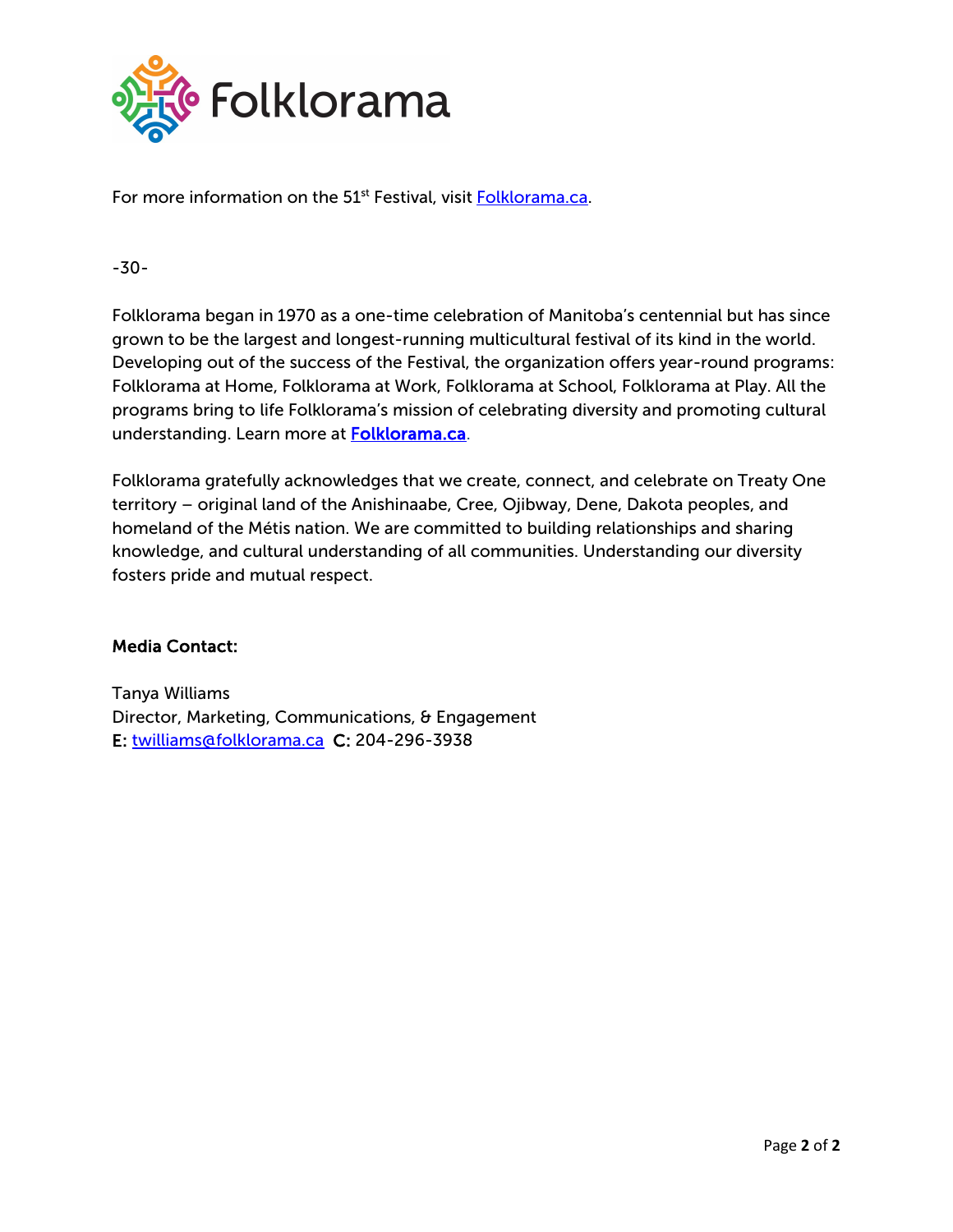For more information on the 51st Festival, visit Folklorama.ca.

-30-

Folklorama began in 1970 as a one-time celebration of Manitoba's centennial but has since grown to be the largest and longest-running multicultural festival of its kind in the world. Developing out of the success of the Festival, the organization offers year-round programs: Folklorama at Home, Folklorama at Work, Folklorama at School, Folklorama at Play. All the programs bring to life Folklorama's mission of celebrating diversity and promoting cultural understanding. Learn more at **Folklorama.ca**.

Folklorama gratefully acknowledges that we create, connect, and celebrate on Treaty One territory – original land of the Anishinaabe, Cree, Ojibway, Dene, Dakota peoples, and homeland of the Métis nation. We are committed to building relationships and sharing knowledge, and cultural understanding of all communities. Understanding our diversity fosters pride and mutual respect.

**Media Contact:**

Tanya Williams
Director, Marketing, Communications, & Engagement
E: twilliams@folklorama.ca C: 204-296-3938